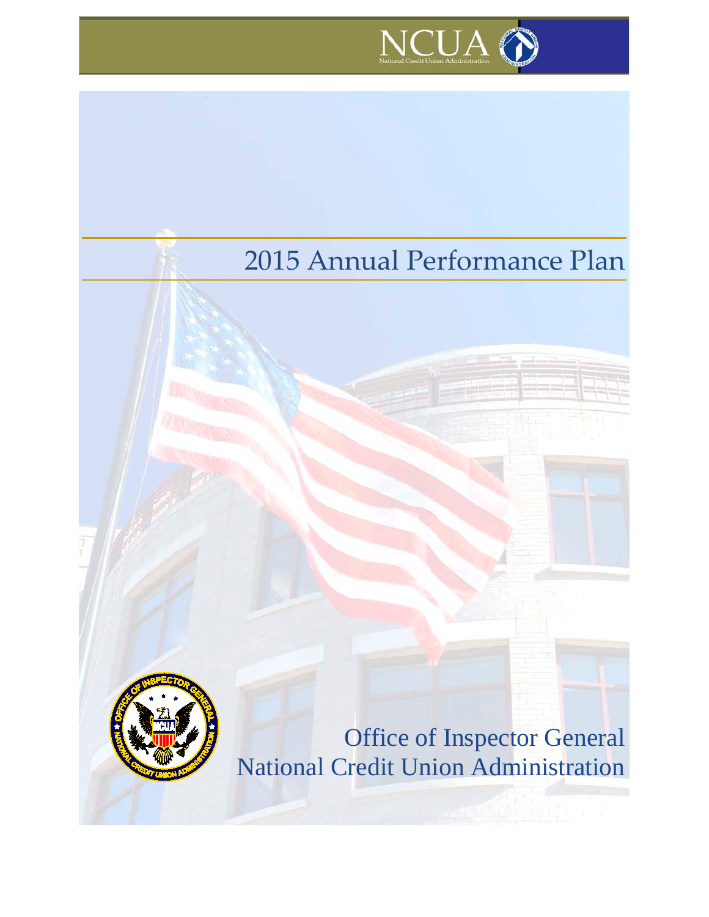NCUA

National Credit Union Administration

# 2015 Annual Performance Plan

Office of Inspector General
National Credit Union Administration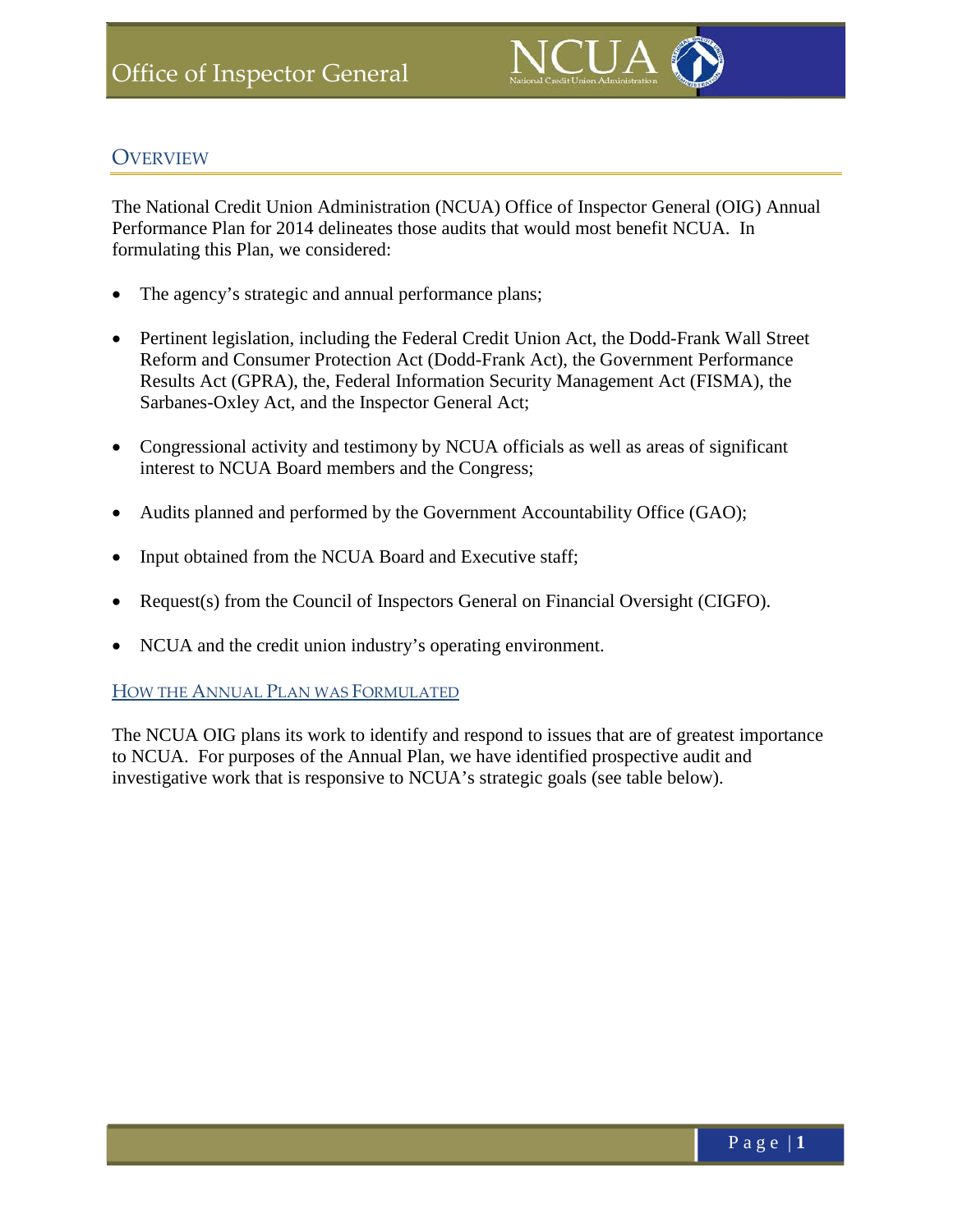## OVERVIEW

The National Credit Union Administration (NCUA) Office of Inspector General (OIG) Annual Performance Plan for 2014 delineates those audits that would most benefit NCUA. In formulating this Plan, we considered:

- The agency's strategic and annual performance plans;
- Pertinent legislation, including the Federal Credit Union Act, the Dodd-Frank Wall Street Reform and Consumer Protection Act (Dodd-Frank Act), the Government Performance Results Act (GPRA), the, Federal Information Security Management Act (FISMA), the Sarbanes-Oxley Act, and the Inspector General Act;
- Congressional activity and testimony by NCUA officials as well as areas of significant interest to NCUA Board members and the Congress;
- Audits planned and performed by the Government Accountability Office (GAO);
- Input obtained from the NCUA Board and Executive staff;
- Request(s) from the Council of Inspectors General on Financial Oversight (CIGFO).
- NCUA and the credit union industry's operating environment.

### HOW THE ANNUAL PLAN WAS FORMULATED

The NCUA OIG plans its work to identify and respond to issues that are of greatest importance to NCUA. For purposes of the Annual Plan, we have identified prospective audit and investigative work that is responsive to NCUA's strategic goals (see table below).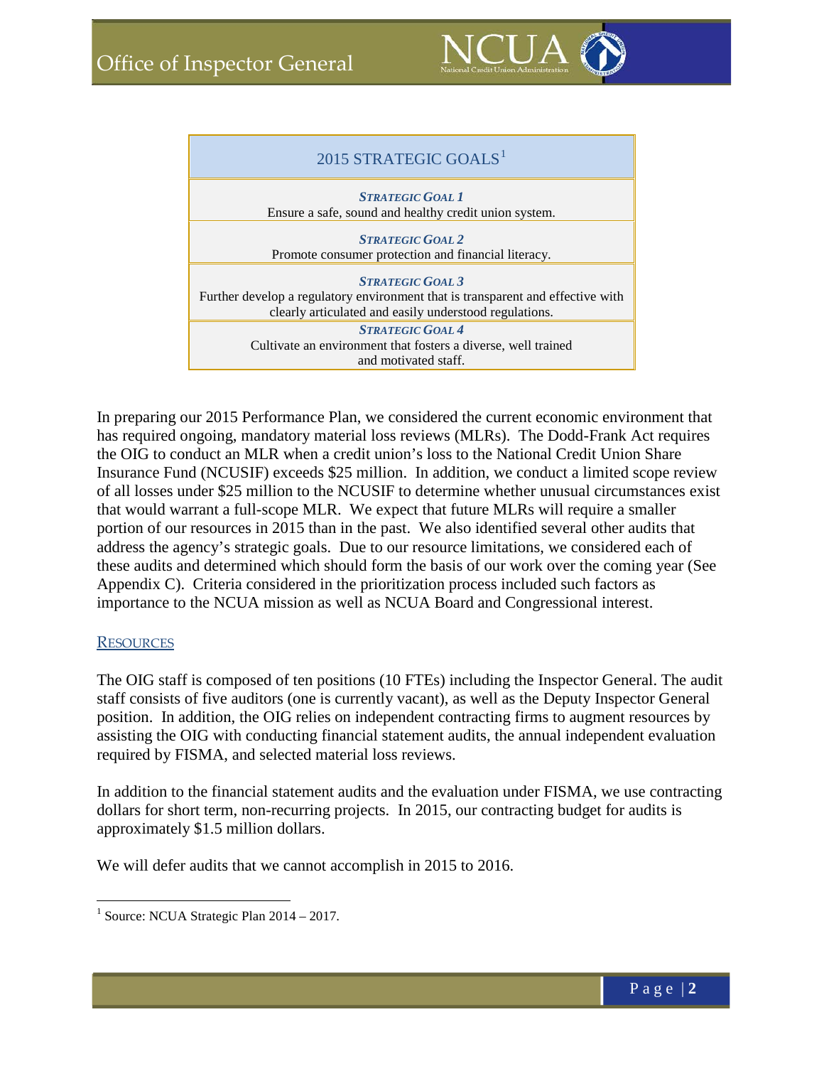| 2015 STRATEGIC GOALS[1] |
|---|
| ***STRATEGIC GOAL 1*** <br> Ensure a safe, sound and healthy credit union system. |
| ***STRATEGIC GOAL 2*** <br> Promote consumer protection and financial literacy. |
| ***STRATEGIC GOAL 3*** <br> Further develop a regulatory environment that is transparent and effective with clearly articulated and easily understood regulations. |
| ***STRATEGIC GOAL 4*** <br> Cultivate an environment that fosters a diverse, well trained and motivated staff. |

In preparing our 2015 Performance Plan, we considered the current economic environment that has required ongoing, mandatory material loss reviews (MLRs). The Dodd-Frank Act requires the OIG to conduct an MLR when a credit union's loss to the National Credit Union Share Insurance Fund (NCUSIF) exceeds $25 million. In addition, we conduct a limited scope review of all losses under $25 million to the NCUSIF to determine whether unusual circumstances exist that would warrant a full-scope MLR. We expect that future MLRs will require a smaller portion of our resources in 2015 than in the past. We also identified several other audits that address the agency's strategic goals. Due to our resource limitations, we considered each of these audits and determined which should form the basis of our work over the coming year (See Appendix C). Criteria considered in the prioritization process included such factors as importance to the NCUA mission as well as NCUA Board and Congressional interest.

## RESOURCES

The OIG staff is composed of ten positions (10 FTEs) including the Inspector General. The audit staff consists of five auditors (one is currently vacant), as well as the Deputy Inspector General position. In addition, the OIG relies on independent contracting firms to augment resources by assisting the OIG with conducting financial statement audits, the annual independent evaluation required by FISMA, and selected material loss reviews.

In addition to the financial statement audits and the evaluation under FISMA, we use contracting dollars for short term, non-recurring projects. In 2015, our contracting budget for audits is approximately $1.5 million dollars.

We will defer audits that we cannot accomplish in 2015 to 2016.

[1] Source: NCUA Strategic Plan 2014 – 2017.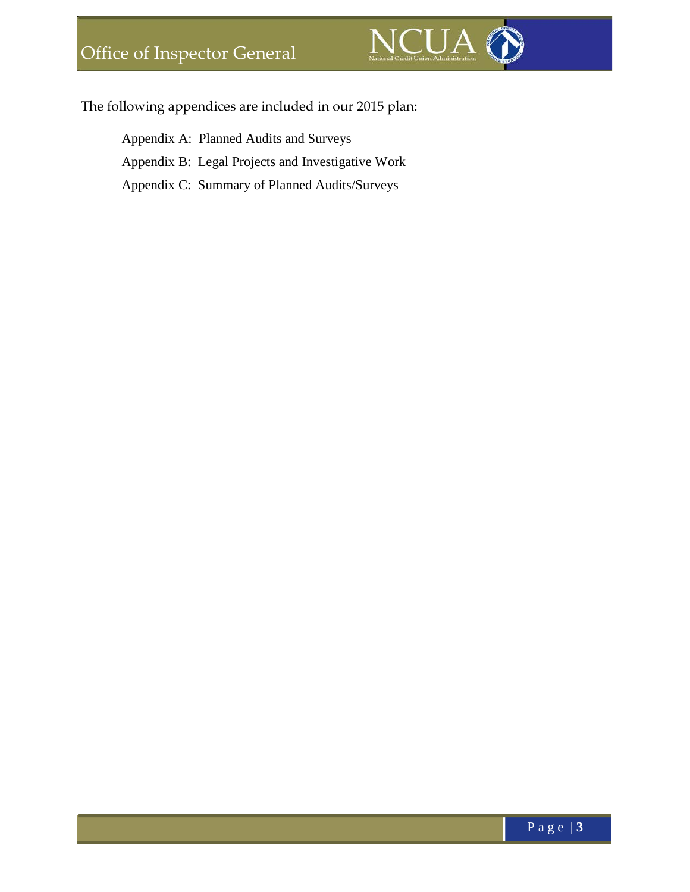The following appendices are included in our 2015 plan:

Appendix A: Planned Audits and Surveys

Appendix B: Legal Projects and Investigative Work

Appendix C: Summary of Planned Audits/Surveys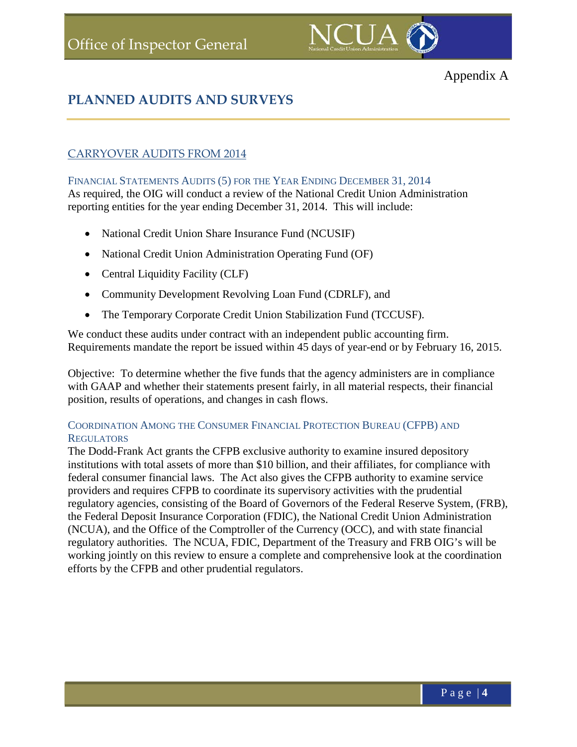Appendix A

# PLANNED AUDITS AND SURVEYS

## CARRYOVER AUDITS FROM 2014

### FINANCIAL STATEMENTS AUDITS (5) FOR THE YEAR ENDING DECEMBER 31, 2014

As required, the OIG will conduct a review of the National Credit Union Administration reporting entities for the year ending December 31, 2014. This will include:

- National Credit Union Share Insurance Fund (NCUSIF)
- National Credit Union Administration Operating Fund (OF)
- Central Liquidity Facility (CLF)
- Community Development Revolving Loan Fund (CDRLF), and
- The Temporary Corporate Credit Union Stabilization Fund (TCCUSF).

We conduct these audits under contract with an independent public accounting firm. Requirements mandate the report be issued within 45 days of year-end or by February 16, 2015.

Objective: To determine whether the five funds that the agency administers are in compliance with GAAP and whether their statements present fairly, in all material respects, their financial position, results of operations, and changes in cash flows.

### COORDINATION AMONG THE CONSUMER FINANCIAL PROTECTION BUREAU (CFPB) AND REGULATORS

The Dodd-Frank Act grants the CFPB exclusive authority to examine insured depository institutions with total assets of more than $10 billion, and their affiliates, for compliance with federal consumer financial laws. The Act also gives the CFPB authority to examine service providers and requires CFPB to coordinate its supervisory activities with the prudential regulatory agencies, consisting of the Board of Governors of the Federal Reserve System, (FRB), the Federal Deposit Insurance Corporation (FDIC), the National Credit Union Administration (NCUA), and the Office of the Comptroller of the Currency (OCC), and with state financial regulatory authorities. The NCUA, FDIC, Department of the Treasury and FRB OIG's will be working jointly on this review to ensure a complete and comprehensive look at the coordination efforts by the CFPB and other prudential regulators.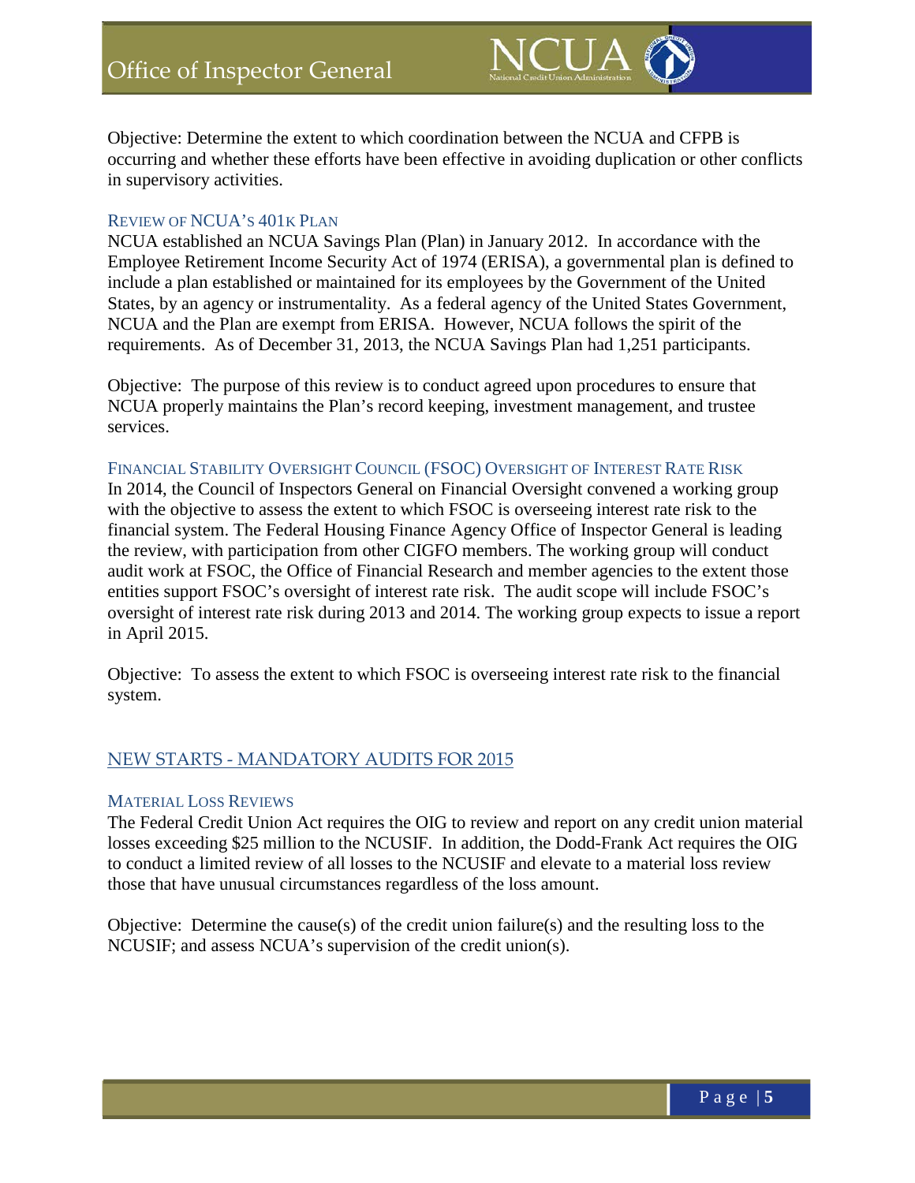Objective: Determine the extent to which coordination between the NCUA and CFPB is occurring and whether these efforts have been effective in avoiding duplication or other conflicts in supervisory activities.

### Review of NCUA's 401k Plan

NCUA established an NCUA Savings Plan (Plan) in January 2012. In accordance with the Employee Retirement Income Security Act of 1974 (ERISA), a governmental plan is defined to include a plan established or maintained for its employees by the Government of the United States, by an agency or instrumentality. As a federal agency of the United States Government, NCUA and the Plan are exempt from ERISA. However, NCUA follows the spirit of the requirements. As of December 31, 2013, the NCUA Savings Plan had 1,251 participants.

Objective: The purpose of this review is to conduct agreed upon procedures to ensure that NCUA properly maintains the Plan's record keeping, investment management, and trustee services.

### Financial Stability Oversight Council (FSOC) Oversight of Interest Rate Risk

In 2014, the Council of Inspectors General on Financial Oversight convened a working group with the objective to assess the extent to which FSOC is overseeing interest rate risk to the financial system. The Federal Housing Finance Agency Office of Inspector General is leading the review, with participation from other CIGFO members. The working group will conduct audit work at FSOC, the Office of Financial Research and member agencies to the extent those entities support FSOC's oversight of interest rate risk. The audit scope will include FSOC's oversight of interest rate risk during 2013 and 2014. The working group expects to issue a report in April 2015.

Objective: To assess the extent to which FSOC is overseeing interest rate risk to the financial system.

## New Starts - Mandatory Audits for 2015

### Material Loss Reviews

The Federal Credit Union Act requires the OIG to review and report on any credit union material losses exceeding $25 million to the NCUSIF. In addition, the Dodd-Frank Act requires the OIG to conduct a limited review of all losses to the NCUSIF and elevate to a material loss review those that have unusual circumstances regardless of the loss amount.

Objective: Determine the cause(s) of the credit union failure(s) and the resulting loss to the NCUSIF; and assess NCUA's supervision of the credit union(s).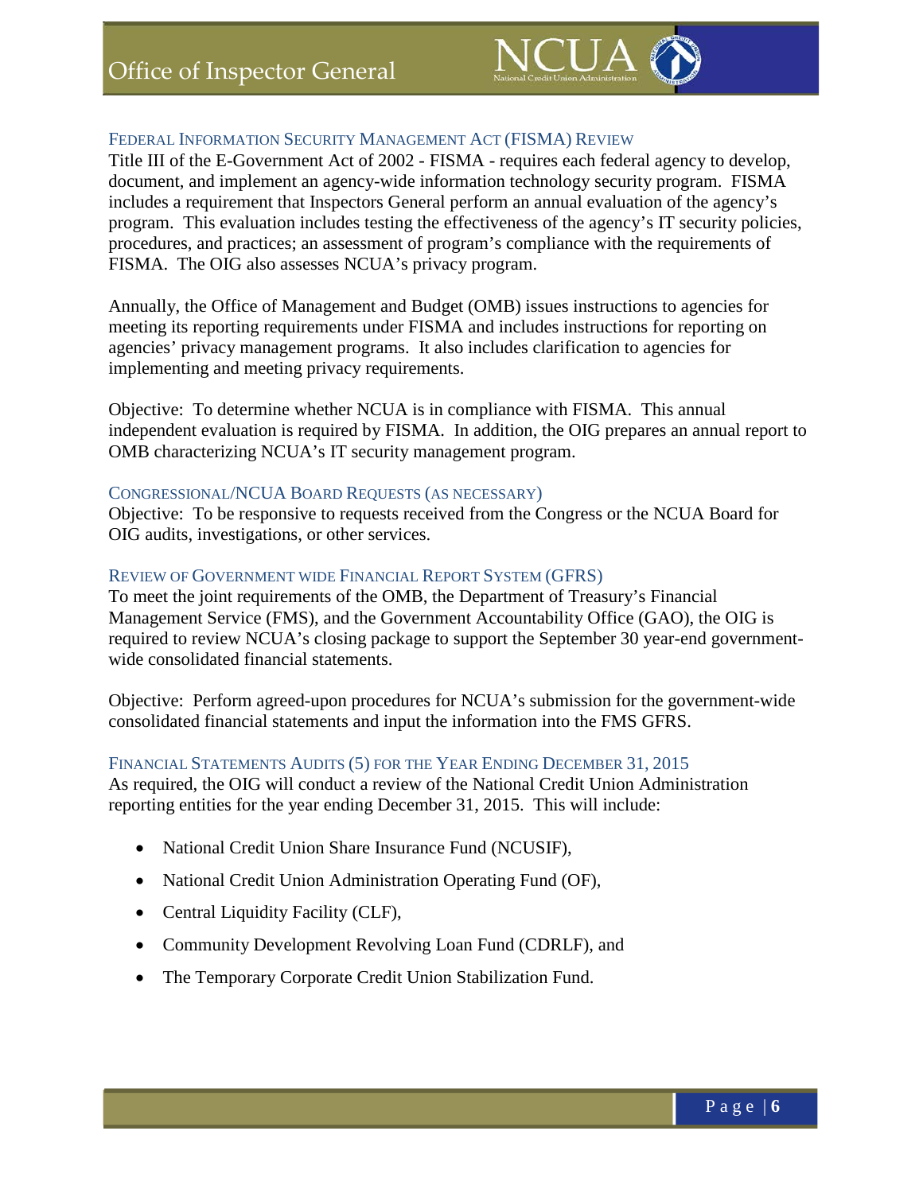### Federal Information Security Management Act (FISMA) Review

Title III of the E-Government Act of 2002 - FISMA - requires each federal agency to develop, document, and implement an agency-wide information technology security program. FISMA includes a requirement that Inspectors General perform an annual evaluation of the agency's program. This evaluation includes testing the effectiveness of the agency's IT security policies, procedures, and practices; an assessment of program's compliance with the requirements of FISMA. The OIG also assesses NCUA's privacy program.

Annually, the Office of Management and Budget (OMB) issues instructions to agencies for meeting its reporting requirements under FISMA and includes instructions for reporting on agencies' privacy management programs. It also includes clarification to agencies for implementing and meeting privacy requirements.

Objective: To determine whether NCUA is in compliance with FISMA. This annual independent evaluation is required by FISMA. In addition, the OIG prepares an annual report to OMB characterizing NCUA's IT security management program.

### Congressional/NCUA Board Requests (as necessary)

Objective: To be responsive to requests received from the Congress or the NCUA Board for OIG audits, investigations, or other services.

### Review of Government wide Financial Report System (GFRS)

To meet the joint requirements of the OMB, the Department of Treasury's Financial Management Service (FMS), and the Government Accountability Office (GAO), the OIG is required to review NCUA's closing package to support the September 30 year-end government-wide consolidated financial statements.

Objective: Perform agreed-upon procedures for NCUA's submission for the government-wide consolidated financial statements and input the information into the FMS GFRS.

### Financial Statements Audits (5) for the Year Ending December 31, 2015

As required, the OIG will conduct a review of the National Credit Union Administration reporting entities for the year ending December 31, 2015. This will include:

- National Credit Union Share Insurance Fund (NCUSIF),
- National Credit Union Administration Operating Fund (OF),
- Central Liquidity Facility (CLF),
- Community Development Revolving Loan Fund (CDRLF), and
- The Temporary Corporate Credit Union Stabilization Fund.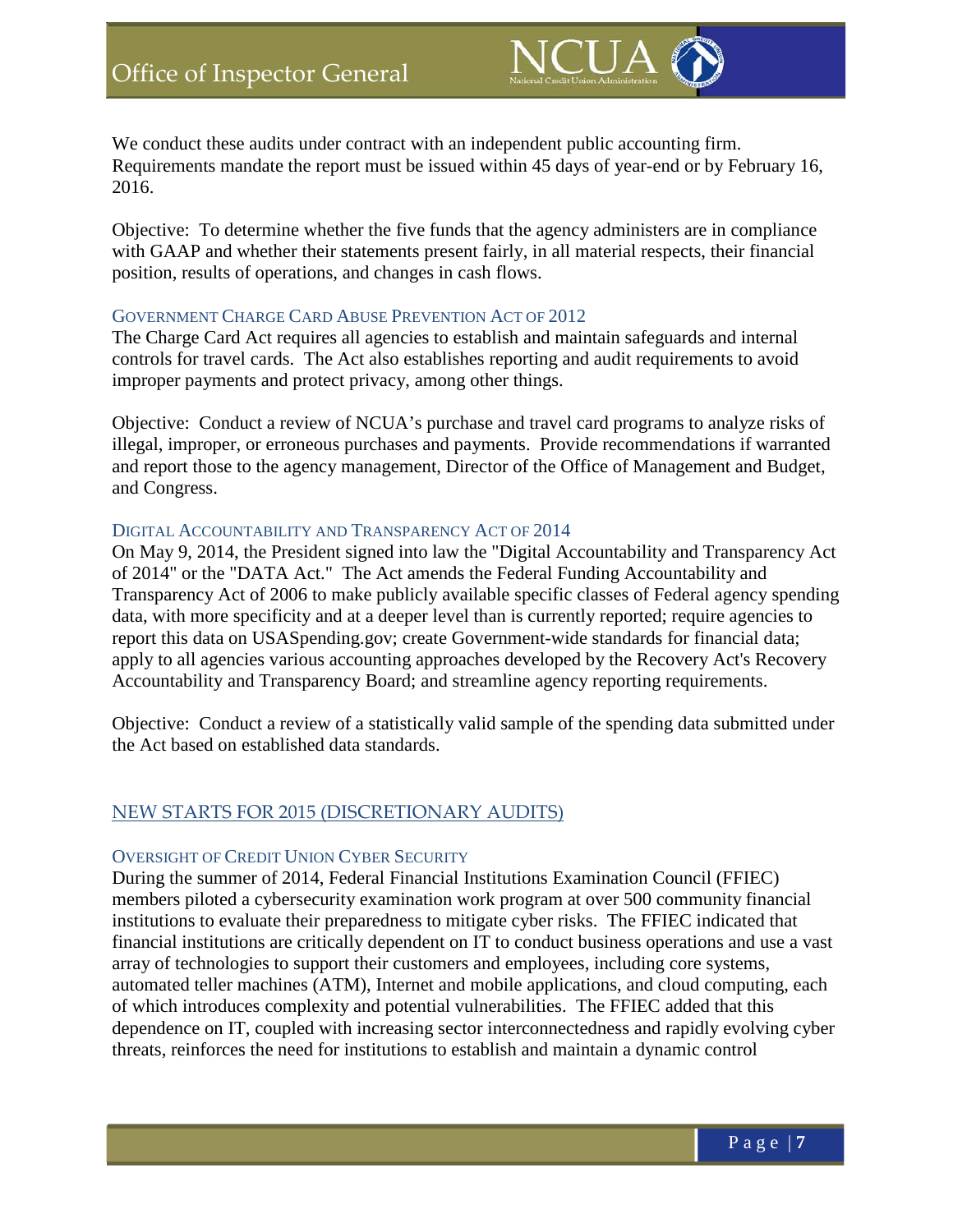We conduct these audits under contract with an independent public accounting firm. Requirements mandate the report must be issued within 45 days of year-end or by February 16, 2016.

Objective: To determine whether the five funds that the agency administers are in compliance with GAAP and whether their statements present fairly, in all material respects, their financial position, results of operations, and changes in cash flows.

#### Government Charge Card Abuse Prevention Act of 2012

The Charge Card Act requires all agencies to establish and maintain safeguards and internal controls for travel cards. The Act also establishes reporting and audit requirements to avoid improper payments and protect privacy, among other things.

Objective: Conduct a review of NCUA's purchase and travel card programs to analyze risks of illegal, improper, or erroneous purchases and payments. Provide recommendations if warranted and report those to the agency management, Director of the Office of Management and Budget, and Congress.

#### Digital Accountability and Transparency Act of 2014

On May 9, 2014, the President signed into law the "Digital Accountability and Transparency Act of 2014" or the "DATA Act." The Act amends the Federal Funding Accountability and Transparency Act of 2006 to make publicly available specific classes of Federal agency spending data, with more specificity and at a deeper level than is currently reported; require agencies to report this data on USASpending.gov; create Government-wide standards for financial data; apply to all agencies various accounting approaches developed by the Recovery Act's Recovery Accountability and Transparency Board; and streamline agency reporting requirements.

Objective: Conduct a review of a statistically valid sample of the spending data submitted under the Act based on established data standards.

### New Starts for 2015 (Discretionary Audits)

#### Oversight of Credit Union Cyber Security

During the summer of 2014, Federal Financial Institutions Examination Council (FFIEC) members piloted a cybersecurity examination work program at over 500 community financial institutions to evaluate their preparedness to mitigate cyber risks. The FFIEC indicated that financial institutions are critically dependent on IT to conduct business operations and use a vast array of technologies to support their customers and employees, including core systems, automated teller machines (ATM), Internet and mobile applications, and cloud computing, each of which introduces complexity and potential vulnerabilities. The FFIEC added that this dependence on IT, coupled with increasing sector interconnectedness and rapidly evolving cyber threats, reinforces the need for institutions to establish and maintain a dynamic control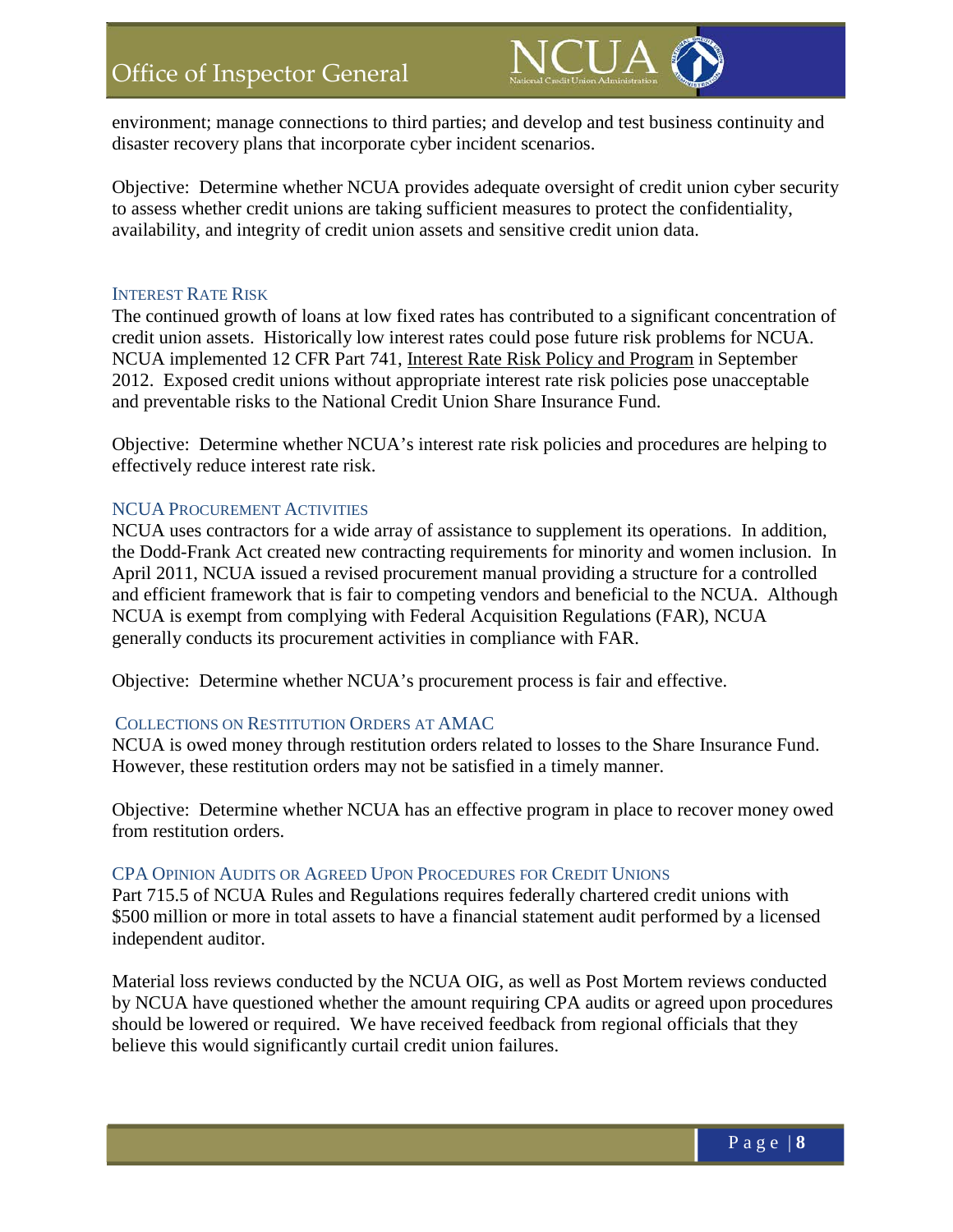environment; manage connections to third parties; and develop and test business continuity and disaster recovery plans that incorporate cyber incident scenarios.

Objective: Determine whether NCUA provides adequate oversight of credit union cyber security to assess whether credit unions are taking sufficient measures to protect the confidentiality, availability, and integrity of credit union assets and sensitive credit union data.

### Interest Rate Risk

The continued growth of loans at low fixed rates has contributed to a significant concentration of credit union assets. Historically low interest rates could pose future risk problems for NCUA. NCUA implemented 12 CFR Part 741, Interest Rate Risk Policy and Program in September 2012. Exposed credit unions without appropriate interest rate risk policies pose unacceptable and preventable risks to the National Credit Union Share Insurance Fund.

Objective: Determine whether NCUA's interest rate risk policies and procedures are helping to effectively reduce interest rate risk.

### NCUA Procurement Activities

NCUA uses contractors for a wide array of assistance to supplement its operations. In addition, the Dodd-Frank Act created new contracting requirements for minority and women inclusion. In April 2011, NCUA issued a revised procurement manual providing a structure for a controlled and efficient framework that is fair to competing vendors and beneficial to the NCUA. Although NCUA is exempt from complying with Federal Acquisition Regulations (FAR), NCUA generally conducts its procurement activities in compliance with FAR.

Objective: Determine whether NCUA's procurement process is fair and effective.

### Collections on Restitution Orders at AMAC

NCUA is owed money through restitution orders related to losses to the Share Insurance Fund. However, these restitution orders may not be satisfied in a timely manner.

Objective: Determine whether NCUA has an effective program in place to recover money owed from restitution orders.

### CPA Opinion Audits or Agreed Upon Procedures for Credit Unions

Part 715.5 of NCUA Rules and Regulations requires federally chartered credit unions with $500 million or more in total assets to have a financial statement audit performed by a licensed independent auditor.

Material loss reviews conducted by the NCUA OIG, as well as Post Mortem reviews conducted by NCUA have questioned whether the amount requiring CPA audits or agreed upon procedures should be lowered or required. We have received feedback from regional officials that they believe this would significantly curtail credit union failures.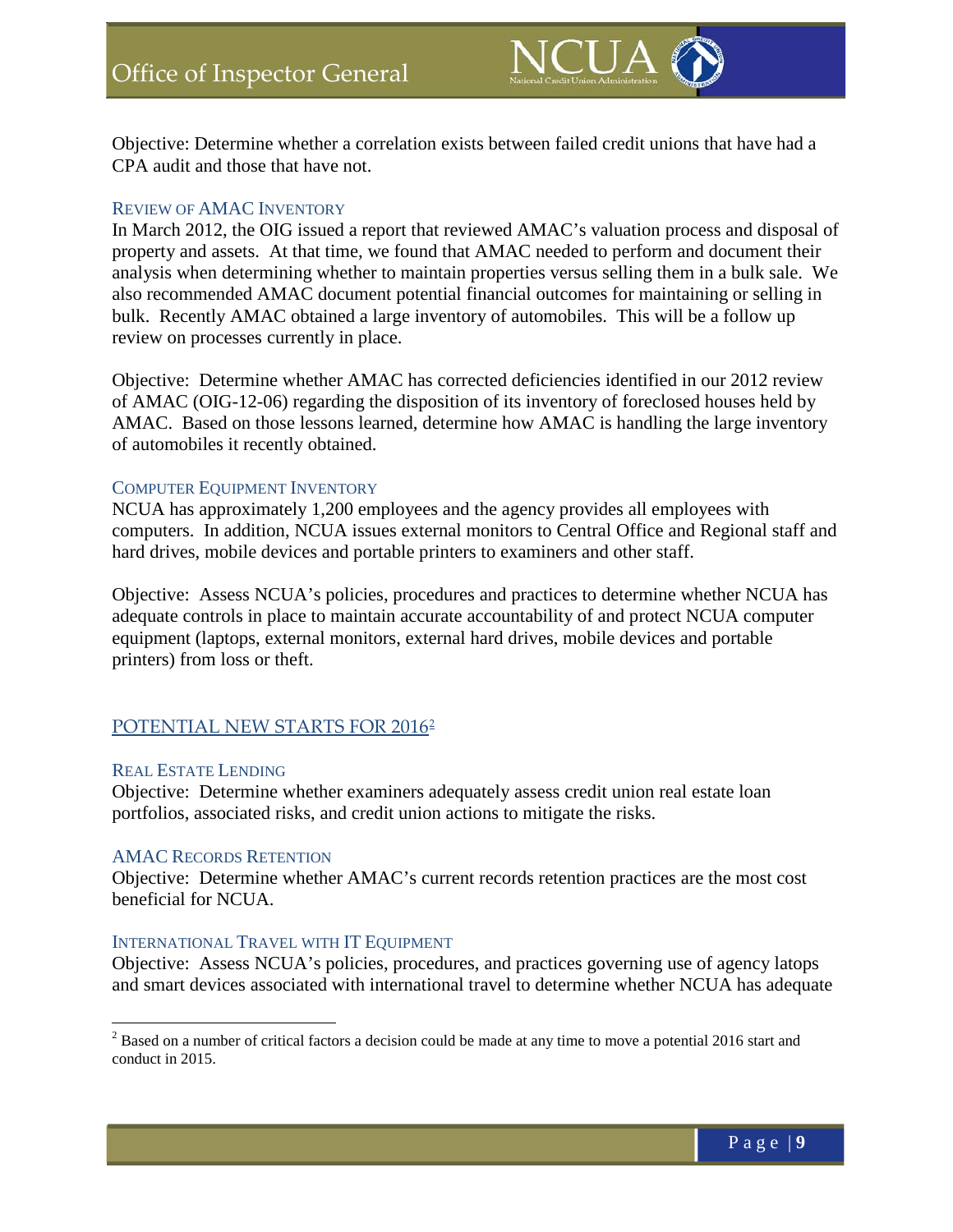Objective: Determine whether a correlation exists between failed credit unions that have had a CPA audit and those that have not.

### REVIEW OF AMAC INVENTORY

In March 2012, the OIG issued a report that reviewed AMAC's valuation process and disposal of property and assets. At that time, we found that AMAC needed to perform and document their analysis when determining whether to maintain properties versus selling them in a bulk sale. We also recommended AMAC document potential financial outcomes for maintaining or selling in bulk. Recently AMAC obtained a large inventory of automobiles. This will be a follow up review on processes currently in place.

Objective: Determine whether AMAC has corrected deficiencies identified in our 2012 review of AMAC (OIG-12-06) regarding the disposition of its inventory of foreclosed houses held by AMAC. Based on those lessons learned, determine how AMAC is handling the large inventory of automobiles it recently obtained.

### COMPUTER EQUIPMENT INVENTORY

NCUA has approximately 1,200 employees and the agency provides all employees with computers. In addition, NCUA issues external monitors to Central Office and Regional staff and hard drives, mobile devices and portable printers to examiners and other staff.

Objective: Assess NCUA's policies, procedures and practices to determine whether NCUA has adequate controls in place to maintain accurate accountability of and protect NCUA computer equipment (laptops, external monitors, external hard drives, mobile devices and portable printers) from loss or theft.

## POTENTIAL NEW STARTS FOR 2016[2]

### REAL ESTATE LENDING

Objective: Determine whether examiners adequately assess credit union real estate loan portfolios, associated risks, and credit union actions to mitigate the risks.

### AMAC RECORDS RETENTION

Objective: Determine whether AMAC's current records retention practices are the most cost beneficial for NCUA.

### INTERNATIONAL TRAVEL WITH IT EQUIPMENT

Objective: Assess NCUA's policies, procedures, and practices governing use of agency latops and smart devices associated with international travel to determine whether NCUA has adequate

---

[2] Based on a number of critical factors a decision could be made at any time to move a potential 2016 start and conduct in 2015.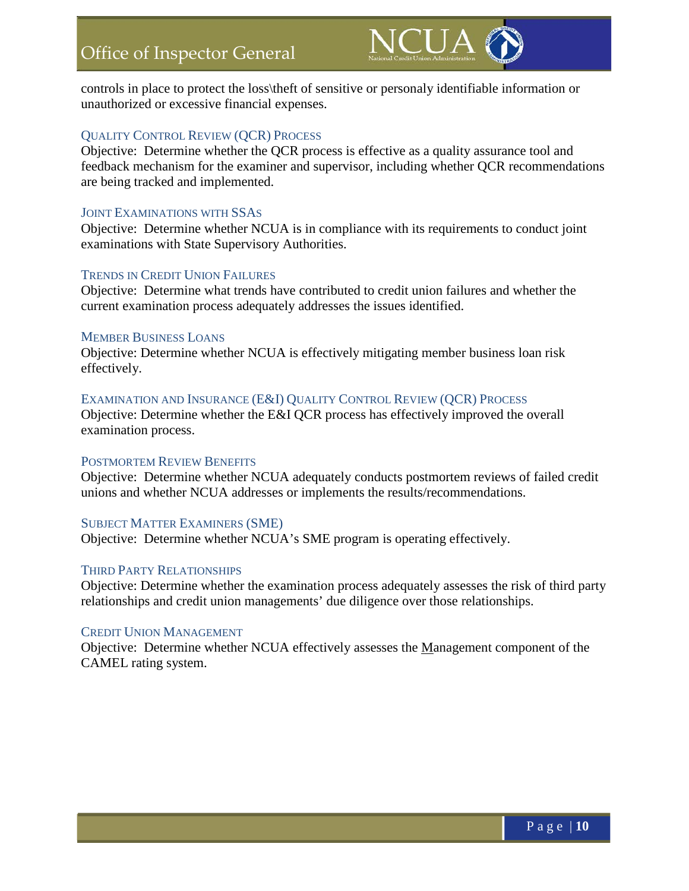controls in place to protect the loss\theft of sensitive or personaly identifiable information or unauthorized or excessive financial expenses.

### Quality Control Review (QCR) Process

Objective: Determine whether the QCR process is effective as a quality assurance tool and feedback mechanism for the examiner and supervisor, including whether QCR recommendations are being tracked and implemented.

### Joint Examinations with SSAs

Objective: Determine whether NCUA is in compliance with its requirements to conduct joint examinations with State Supervisory Authorities.

### Trends in Credit Union Failures

Objective: Determine what trends have contributed to credit union failures and whether the current examination process adequately addresses the issues identified.

### Member Business Loans

Objective: Determine whether NCUA is effectively mitigating member business loan risk effectively.

### Examination and Insurance (E&I) Quality Control Review (QCR) Process

Objective: Determine whether the E&I QCR process has effectively improved the overall examination process.

### Postmortem Review Benefits

Objective: Determine whether NCUA adequately conducts postmortem reviews of failed credit unions and whether NCUA addresses or implements the results/recommendations.

### Subject Matter Examiners (SME)

Objective: Determine whether NCUA's SME program is operating effectively.

### Third Party Relationships

Objective: Determine whether the examination process adequately assesses the risk of third party relationships and credit union managements' due diligence over those relationships.

### Credit Union Management

Objective: Determine whether NCUA effectively assesses the Management component of the CAMEL rating system.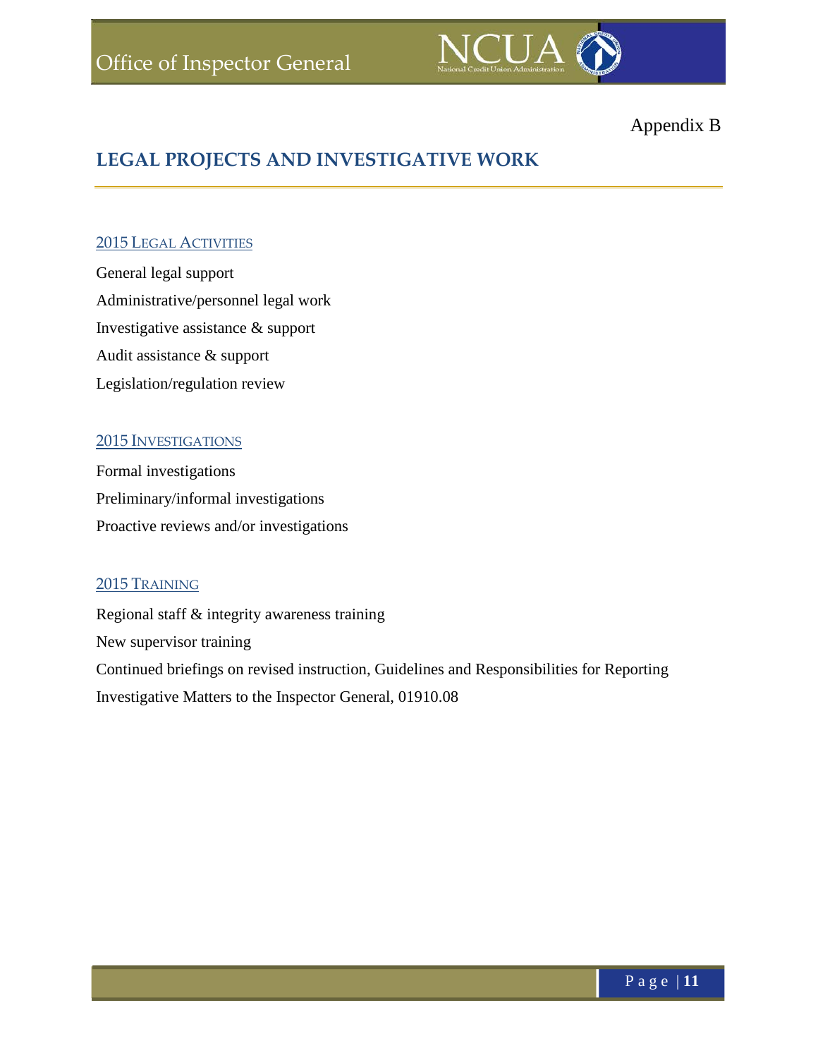Appendix B

## LEGAL PROJECTS AND INVESTIGATIVE WORK

### 2015 Legal Activities

General legal support

Administrative/personnel legal work

Investigative assistance & support

Audit assistance & support

Legislation/regulation review

### 2015 Investigations

Formal investigations

Preliminary/informal investigations

Proactive reviews and/or investigations

### 2015 Training

Regional staff & integrity awareness training

New supervisor training

Continued briefings on revised instruction, Guidelines and Responsibilities for Reporting Investigative Matters to the Inspector General, 01910.08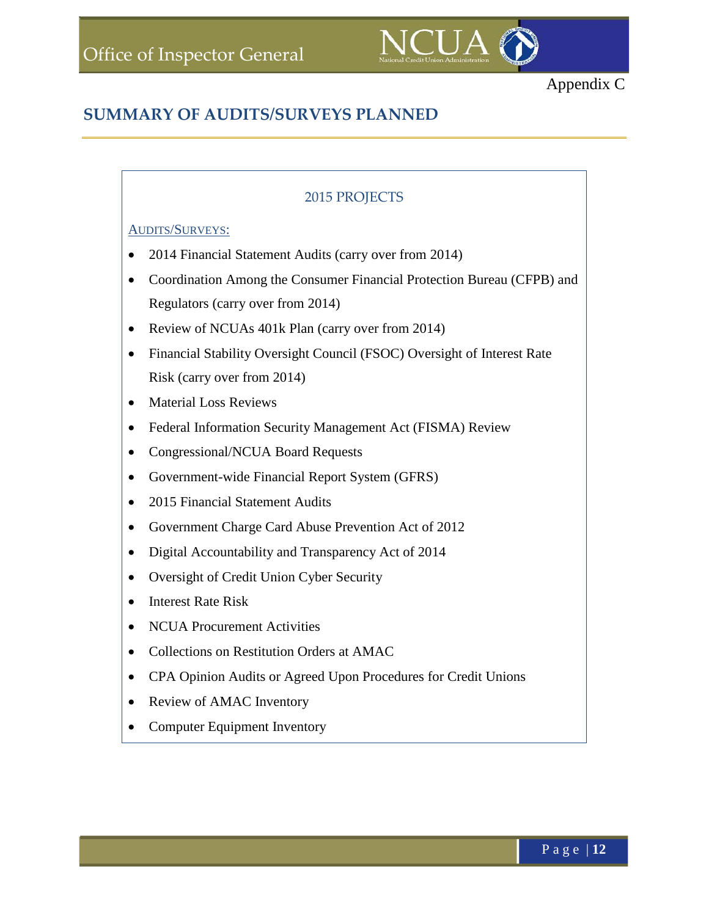Appendix C

## SUMMARY OF AUDITS/SURVEYS PLANNED

### 2015 PROJECTS

AUDITS/SURVEYS:

- 2014 Financial Statement Audits (carry over from 2014)
- Coordination Among the Consumer Financial Protection Bureau (CFPB) and Regulators (carry over from 2014)
- Review of NCUAs 401k Plan (carry over from 2014)
- Financial Stability Oversight Council (FSOC) Oversight of Interest Rate Risk (carry over from 2014)
- Material Loss Reviews
- Federal Information Security Management Act (FISMA) Review
- Congressional/NCUA Board Requests
- Government-wide Financial Report System (GFRS)
- 2015 Financial Statement Audits
- Government Charge Card Abuse Prevention Act of 2012
- Digital Accountability and Transparency Act of 2014
- Oversight of Credit Union Cyber Security
- Interest Rate Risk
- NCUA Procurement Activities
- Collections on Restitution Orders at AMAC
- CPA Opinion Audits or Agreed Upon Procedures for Credit Unions
- Review of AMAC Inventory
- Computer Equipment Inventory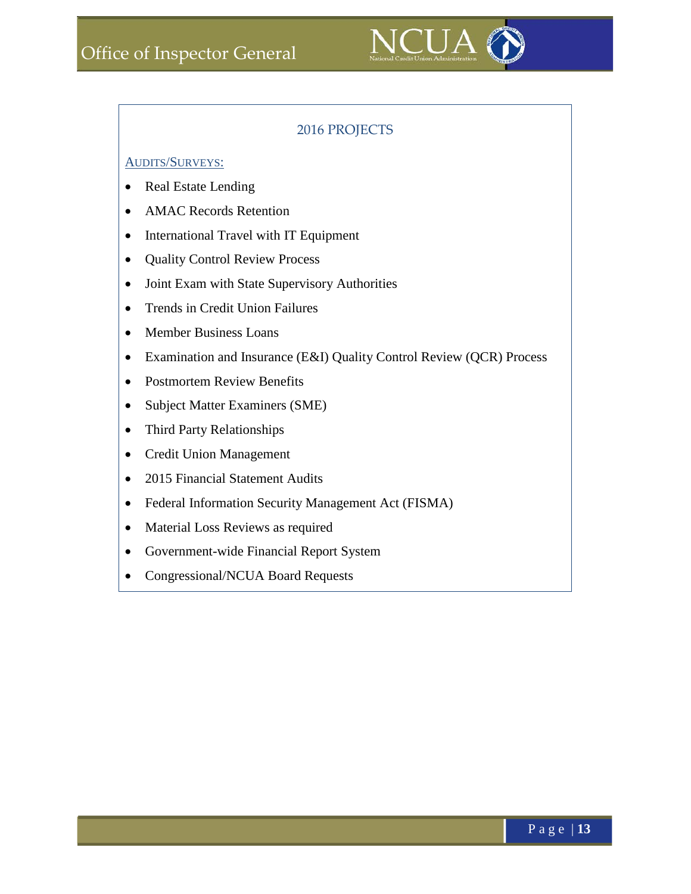## 2016 PROJECTS

AUDITS/SURVEYS:

- Real Estate Lending
- AMAC Records Retention
- International Travel with IT Equipment
- Quality Control Review Process
- Joint Exam with State Supervisory Authorities
- Trends in Credit Union Failures
- Member Business Loans
- Examination and Insurance (E&I) Quality Control Review (QCR) Process
- Postmortem Review Benefits
- Subject Matter Examiners (SME)
- Third Party Relationships
- Credit Union Management
- 2015 Financial Statement Audits
- Federal Information Security Management Act (FISMA)
- Material Loss Reviews as required
- Government-wide Financial Report System
- Congressional/NCUA Board Requests